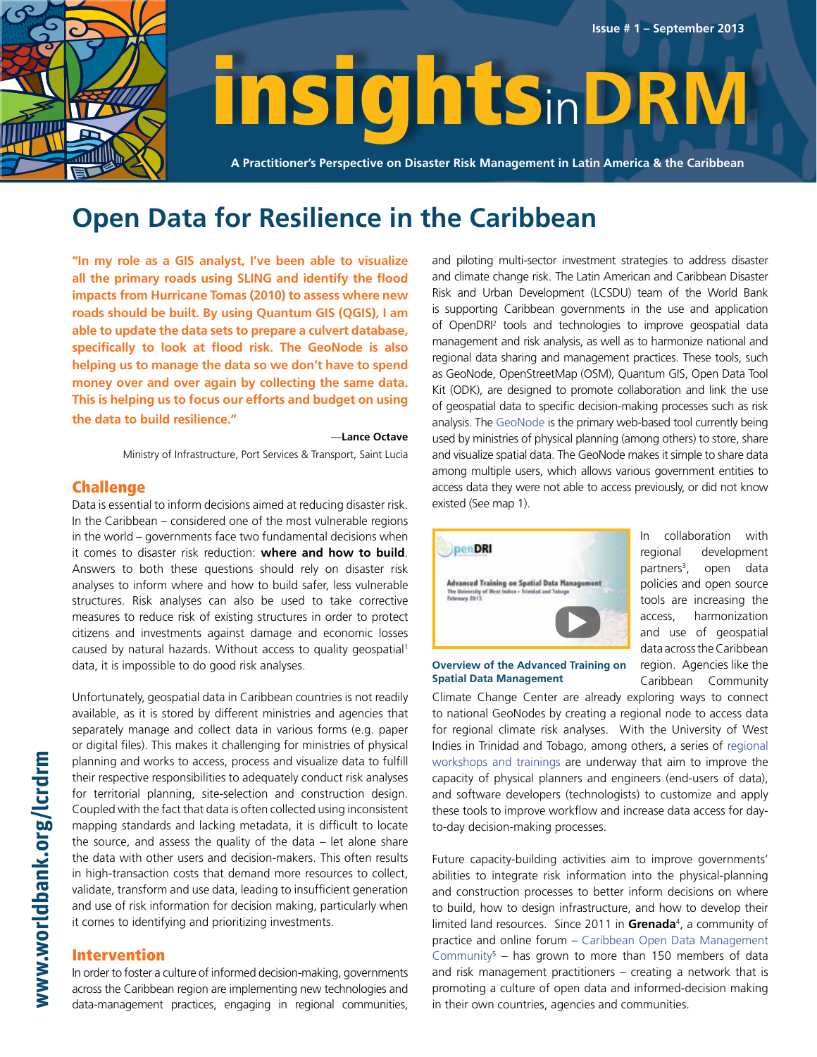Issue # 1 – September 2013

# insights in DRM

A Practitioner's Perspective on Disaster Risk Management in Latin America & the Caribbean

## Open Data for Resilience in the Caribbean

**"In my role as a GIS analyst, I've been able to visualize all the primary roads using SLING and identify the flood impacts from Hurricane Tomas (2010) to assess where new roads should be built. By using Quantum GIS (QGIS), I am able to update the data sets to prepare a culvert database, specifically to look at flood risk. The GeoNode is also helping us to manage the data so we don't have to spend money over and over again by collecting the same data. This is helping us to focus our efforts and budget on using the data to build resilience."**

—**Lance Octave**
Ministry of Infrastructure, Port Services & Transport, Saint Lucia

### Challenge

Data is essential to inform decisions aimed at reducing disaster risk. In the Caribbean – considered one of the most vulnerable regions in the world – governments face two fundamental decisions when it comes to disaster risk reduction: **where and how to build**. Answers to both these questions should rely on disaster risk analyses to inform where and how to build safer, less vulnerable structures. Risk analyses can also be used to take corrective measures to reduce risk of existing structures in order to protect citizens and investments against damage and economic losses caused by natural hazards. Without access to quality geospatial[1] data, it is impossible to do good risk analyses.

Unfortunately, geospatial data in Caribbean countries is not readily available, as it is stored by different ministries and agencies that separately manage and collect data in various forms (e.g. paper or digital files). This makes it challenging for ministries of physical planning and works to access, process and visualize data to fulfill their respective responsibilities to adequately conduct risk analyses for territorial planning, site-selection and construction design. Coupled with the fact that data is often collected using inconsistent mapping standards and lacking metadata, it is difficult to locate the source, and assess the quality of the data – let alone share the data with other users and decision-makers. This often results in high-transaction costs that demand more resources to collect, validate, transform and use data, leading to insufficient generation and use of risk information for decision making, particularly when it comes to identifying and prioritizing investments.

### Intervention

In order to foster a culture of informed decision-making, governments across the Caribbean region are implementing new technologies and data-management practices, engaging in regional communities, and piloting multi-sector investment strategies to address disaster and climate change risk. The Latin American and Caribbean Disaster Risk and Urban Development (LCSDU) team of the World Bank is supporting Caribbean governments in the use and application of OpenDRI[2] tools and technologies to improve geospatial data management and risk analysis, as well as to harmonize national and regional data sharing and management practices. These tools, such as GeoNode, OpenStreetMap (OSM), Quantum GIS, Open Data Tool Kit (ODK), are designed to promote collaboration and link the use of geospatial data to specific decision-making processes such as risk analysis. The GeoNode is the primary web-based tool currently being used by ministries of physical planning (among others) to store, share and visualize spatial data. The GeoNode makes it simple to share data among multiple users, which allows various government entities to access data they were not able to access previously, or did not know existed (See map 1).

**Overview of the Advanced Training on Spatial Data Management**

In collaboration with regional development partners[3], open data policies and open source tools are increasing the access, harmonization and use of geospatial data across the Caribbean region. Agencies like the Caribbean Community Climate Change Center are already exploring ways to connect to national GeoNodes by creating a regional node to access data for regional climate risk analyses. With the University of West Indies in Trinidad and Tobago, among others, a series of regional workshops and trainings are underway that aim to improve the capacity of physical planners and engineers (end-users of data), and software developers (technologists) to customize and apply these tools to improve workflow and increase data access for day-to-day decision-making processes.

Future capacity-building activities aim to improve governments' abilities to integrate risk information into the physical-planning and construction processes to better inform decisions on where to build, how to design infrastructure, and how to develop their limited land resources. Since 2011 in **Grenada**[4], a community of practice and online forum – Caribbean Open Data Management Community[5] – has grown to more than 150 members of data and risk management practitioners – creating a network that is promoting a culture of open data and informed-decision making in their own countries, agencies and communities.

www.worldbank.org/lcrdrm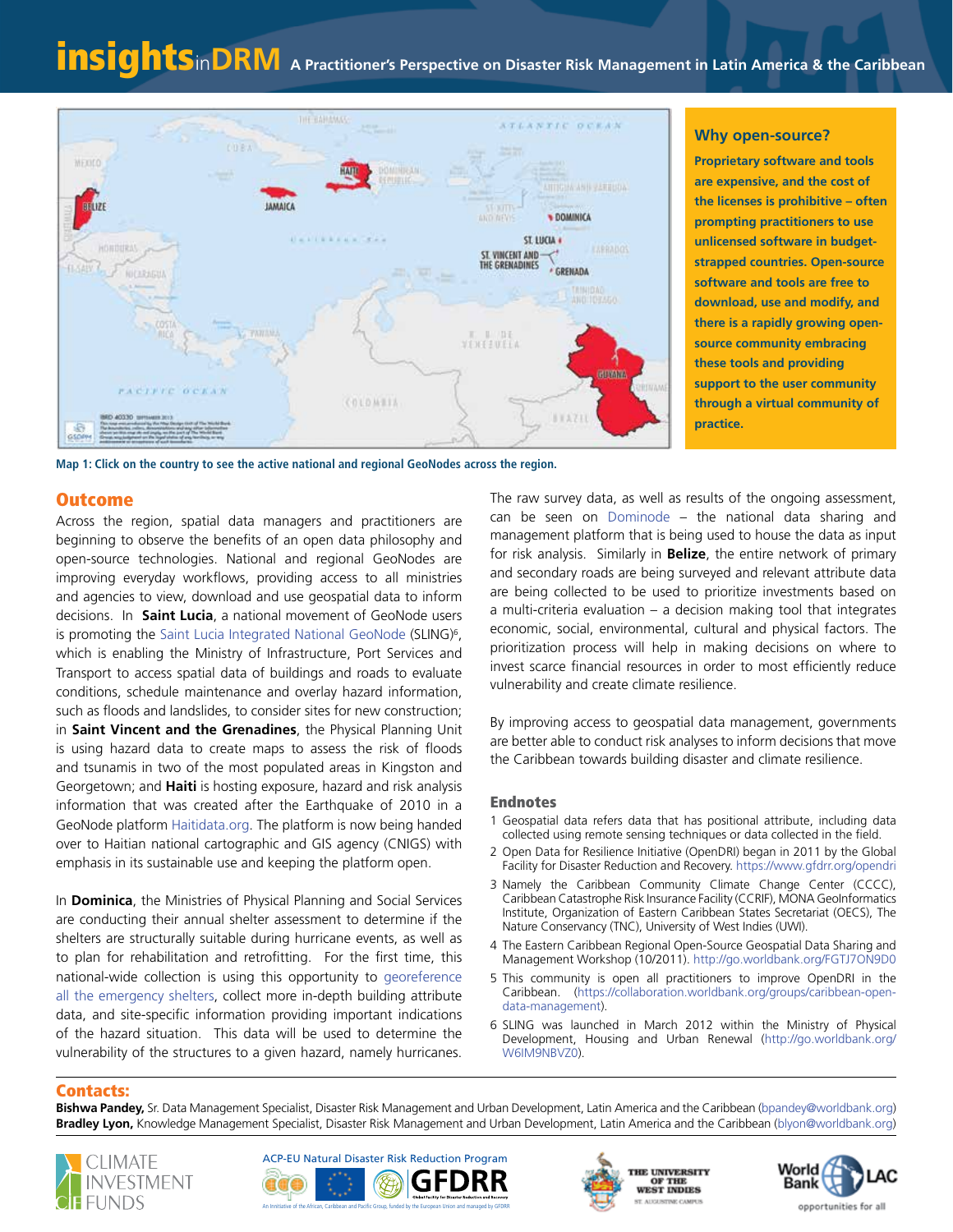## Why open-source?

**Proprietary software and tools are expensive, and the cost of the licenses is prohibitive – often prompting practitioners to use unlicensed software in budget-strapped countries. Open-source software and tools are free to download, use and modify, and there is a rapidly growing open-source community embracing these tools and providing support to the user community through a virtual community of practice.**

**Map 1: Click on the country to see the active national and regional GeoNodes across the region.**

## Outcome

Across the region, spatial data managers and practitioners are beginning to observe the benefits of an open data philosophy and open-source technologies. National and regional GeoNodes are improving everyday workflows, providing access to all ministries and agencies to view, download and use geospatial data to inform decisions. In **Saint Lucia**, a national movement of GeoNode users is promoting the Saint Lucia Integrated National GeoNode (SLING)[6], which is enabling the Ministry of Infrastructure, Port Services and Transport to access spatial data of buildings and roads to evaluate conditions, schedule maintenance and overlay hazard information, such as floods and landslides, to consider sites for new construction; in **Saint Vincent and the Grenadines**, the Physical Planning Unit is using hazard data to create maps to assess the risk of floods and tsunamis in two of the most populated areas in Kingston and Georgetown; and **Haiti** is hosting exposure, hazard and risk analysis information that was created after the Earthquake of 2010 in a GeoNode platform Haitidata.org. The platform is now being handed over to Haitian national cartographic and GIS agency (CNIGS) with emphasis in its sustainable use and keeping the platform open.

In **Dominica**, the Ministries of Physical Planning and Social Services are conducting their annual shelter assessment to determine if the shelters are structurally suitable during hurricane events, as well as to plan for rehabilitation and retrofitting. For the first time, this national-wide collection is using this opportunity to georeference all the emergency shelters, collect more in-depth building attribute data, and site-specific information providing important indications of the hazard situation. This data will be used to determine the vulnerability of the structures to a given hazard, namely hurricanes. The raw survey data, as well as results of the ongoing assessment, can be seen on Dominode – the national data sharing and management platform that is being used to house the data as input for risk analysis. Similarly in **Belize**, the entire network of primary and secondary roads are being surveyed and relevant attribute data are being collected to be used to prioritize investments based on a multi-criteria evaluation – a decision making tool that integrates economic, social, environmental, cultural and physical factors. The prioritization process will help in making decisions on where to invest scarce financial resources in order to most efficiently reduce vulnerability and create climate resilience.

By improving access to geospatial data management, governments are better able to conduct risk analyses to inform decisions that move the Caribbean towards building disaster and climate resilience.

### Endnotes

1. Geospatial data refers data that has positional attribute, including data collected using remote sensing techniques or data collected in the field.
2. Open Data for Resilience Initiative (OpenDRI) began in 2011 by the Global Facility for Disaster Reduction and Recovery. https://www.gfdrr.org/opendri
3. Namely the Caribbean Community Climate Change Center (CCCC), Caribbean Catastrophe Risk Insurance Facility (CCRIF), MONA GeoInformatics Institute, Organization of Eastern Caribbean States Secretariat (OECS), The Nature Conservancy (TNC), University of West Indies (UWI).
4. The Eastern Caribbean Regional Open-Source Geospatial Data Sharing and Management Workshop (10/2011). http://go.worldbank.org/FGTJ7ON9D0
5. This community is open all practitioners to improve OpenDRI in the Caribbean. (https://collaboration.worldbank.org/groups/caribbean-open-data-management).
6. SLING was launched in March 2012 within the Ministry of Physical Development, Housing and Urban Renewal (http://go.worldbank.org/W6IM9NBVZ0).

## Contacts:

**Bishwa Pandey,** Sr. Data Management Specialist, Disaster Risk Management and Urban Development, Latin America and the Caribbean (bpandey@worldbank.org)
**Bradley Lyon,** Knowledge Management Specialist, Disaster Risk Management and Urban Development, Latin America and the Caribbean (blyon@worldbank.org)

CLIMATE INVESTMENT FUNDS | ACP-EU Natural Disaster Risk Reduction Program | GFDRR | The University of the West Indies, St. Augustine Campus | World Bank LAC